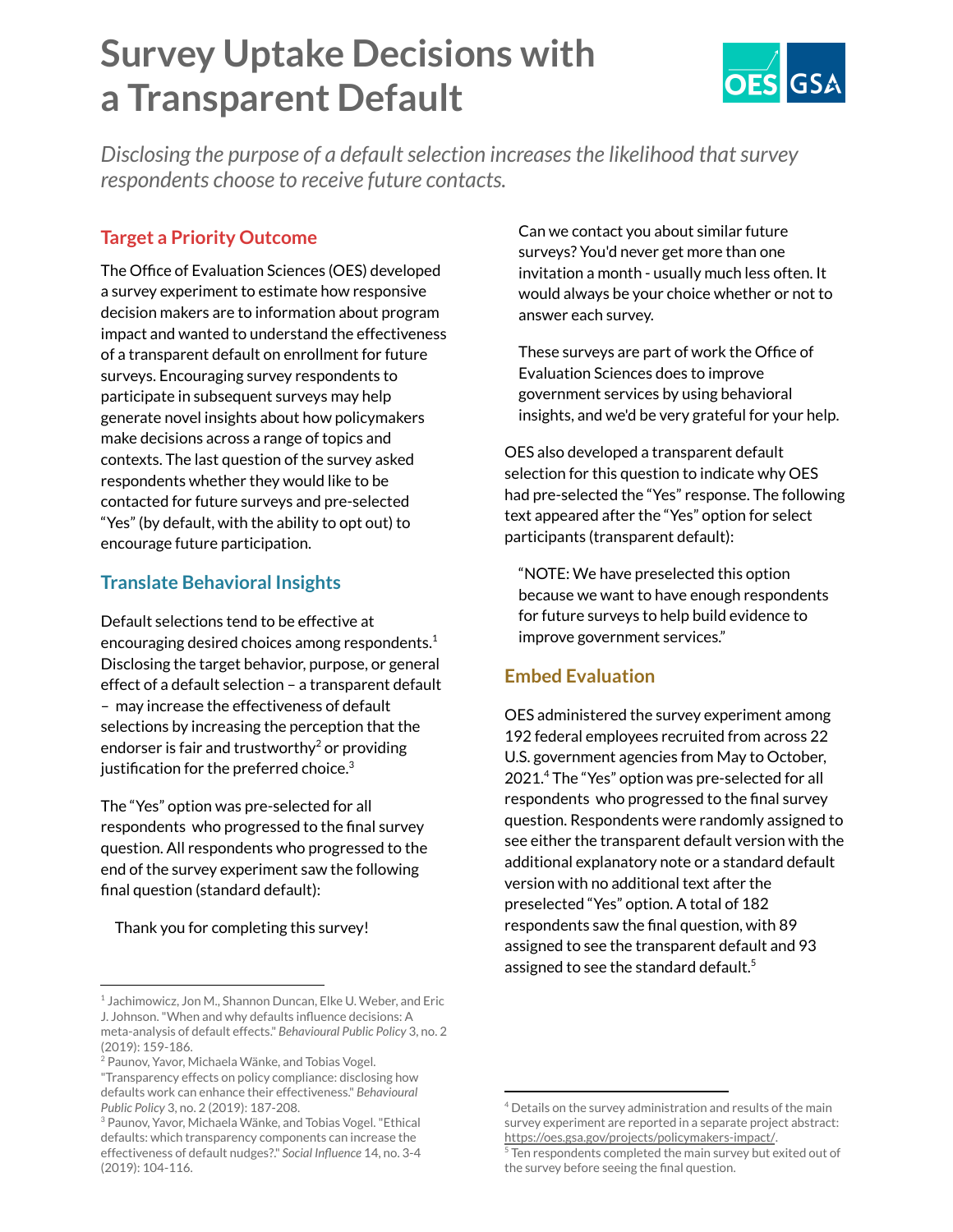# Survey Uptake Decisions with a Transparent Default

*Disclosing the purpose of a default selection increases the likelihood that survey respondents choose to receive future contacts.*

## Target a Priority Outcome

The Office of Evaluation Sciences (OES) developed a survey experiment to estimate how responsive decision makers are to information about program impact and wanted to understand the effectiveness of a transparent default on enrollment for future surveys. Encouraging survey respondents to participate in subsequent surveys may help generate novel insights about how policymakers make decisions across a range of topics and contexts. The last question of the survey asked respondents whether they would like to be contacted for future surveys and pre-selected "Yes" (by default, with the ability to opt out) to encourage future participation.

## Translate Behavioral Insights

Default selections tend to be effective at encouraging desired choices among respondents.[1] Disclosing the target behavior, purpose, or general effect of a default selection – a transparent default – may increase the effectiveness of default selections by increasing the perception that the endorser is fair and trustworthy[2] or providing justification for the preferred choice.[3]

The "Yes" option was pre-selected for all respondents who progressed to the final survey question. All respondents who progressed to the end of the survey experiment saw the following final question (standard default):

> Thank you for completing this survey!
>
> Can we contact you about similar future surveys? You'd never get more than one invitation a month - usually much less often. It would always be your choice whether or not to answer each survey.
>
> These surveys are part of work the Office of Evaluation Sciences does to improve government services by using behavioral insights, and we'd be very grateful for your help.

OES also developed a transparent default selection for this question to indicate why OES had pre-selected the "Yes" response. The following text appeared after the "Yes" option for select participants (transparent default):

> "NOTE: We have preselected this option because we want to have enough respondents for future surveys to help build evidence to improve government services."

## Embed Evaluation

OES administered the survey experiment among 192 federal employees recruited from across 22 U.S. government agencies from May to October, 2021.[4] The "Yes" option was pre-selected for all respondents who progressed to the final survey question. Respondents were randomly assigned to see either the transparent default version with the additional explanatory note or a standard default version with no additional text after the preselected "Yes" option. A total of 182 respondents saw the final question, with 89 assigned to see the transparent default and 93 assigned to see the standard default.[5]

---

[1] Jachimowicz, Jon M., Shannon Duncan, Elke U. Weber, and Eric J. Johnson. "When and why defaults influence decisions: A meta-analysis of default effects." *Behavioural Public Policy* 3, no. 2 (2019): 159-186.

[2] Paunov, Yavor, Michaela Wänke, and Tobias Vogel. "Transparency effects on policy compliance: disclosing how defaults work can enhance their effectiveness." *Behavioural Public Policy* 3, no. 2 (2019): 187-208.

[3] Paunov, Yavor, Michaela Wänke, and Tobias Vogel. "Ethical defaults: which transparency components can increase the effectiveness of default nudges?." *Social Influence* 14, no. 3-4 (2019): 104-116.

[4] Details on the survey administration and results of the main survey experiment are reported in a separate project abstract: https://oes.gsa.gov/projects/policymakers-impact/.

[5] Ten respondents completed the main survey but exited out of the survey before seeing the final question.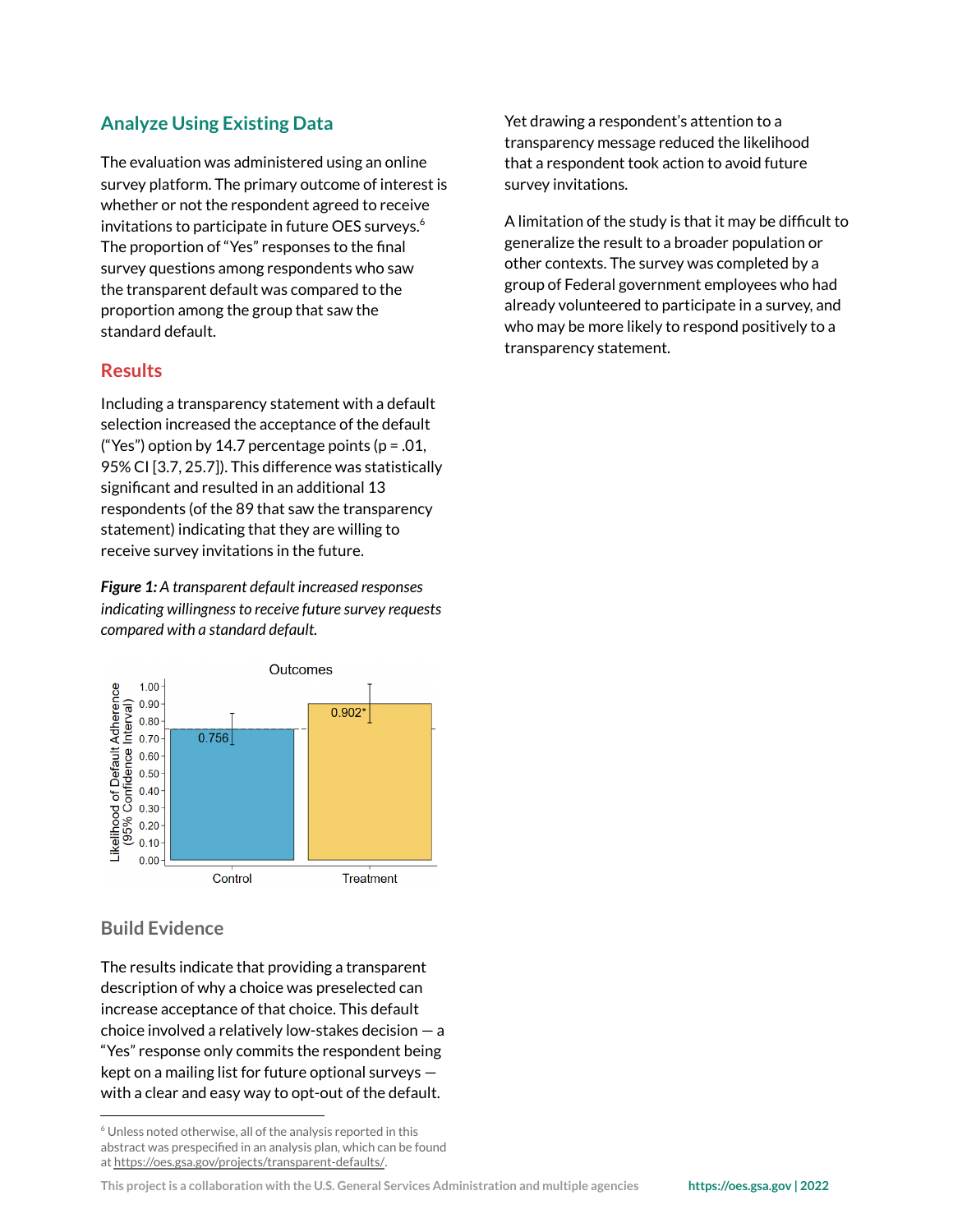## Analyze Using Existing Data

The evaluation was administered using an online survey platform. The primary outcome of interest is whether or not the respondent agreed to receive invitations to participate in future OES surveys.[6] The proportion of "Yes" responses to the final survey questions among respondents who saw the transparent default was compared to the proportion among the group that saw the standard default.

## Results

Including a transparency statement with a default selection increased the acceptance of the default ("Yes") option by 14.7 percentage points ($p = .01$, 95% CI [3.7, 25.7]). This difference was statistically significant and resulted in an additional 13 respondents (of the 89 that saw the transparency statement) indicating that they are willing to receive survey invitations in the future.

***Figure 1:*** *A transparent default increased responses indicating willingness to receive future survey requests compared with a standard default.*

Outcomes

Likelihood of Default Adherence (95% Confidence Interval)

1.00
0.90
0.80
0.70
0.60
0.50
0.40
0.30
0.20
0.10
0.00

0.756

0.902*

Control

Treatment

### Build Evidence

The results indicate that providing a transparent description of why a choice was preselected can increase acceptance of that choice. This default choice involved a relatively low-stakes decision — a "Yes" response only commits the respondent being kept on a mailing list for future optional surveys — with a clear and easy way to opt-out of the default.

Yet drawing a respondent's attention to a transparency message reduced the likelihood that a respondent took action to avoid future survey invitations.

A limitation of the study is that it may be difficult to generalize the result to a broader population or other contexts. The survey was completed by a group of Federal government employees who had already volunteered to participate in a survey, and who may be more likely to respond positively to a transparency statement.

[6] Unless noted otherwise, all of the analysis reported in this abstract was prespecified in an analysis plan, which can be found at https://oes.gsa.gov/projects/transparent-defaults/.